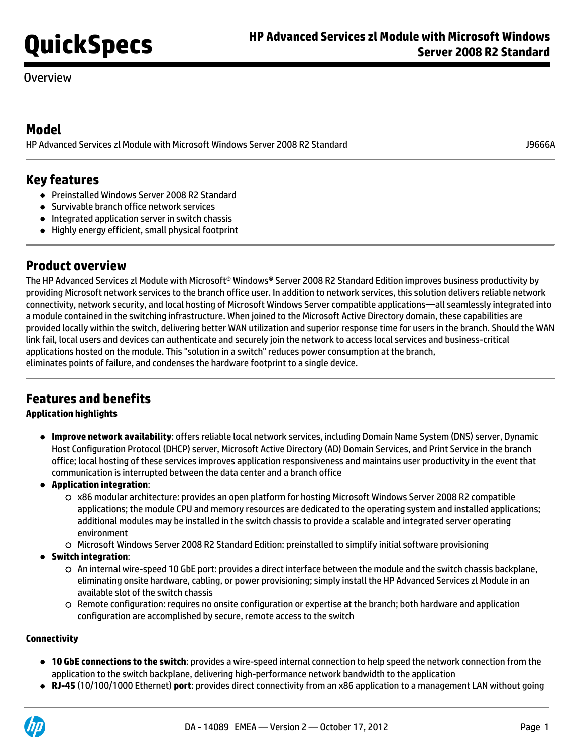# HP Advanced Services zl Module with Microsoft Windows Server 2008 R2 Standard

Overview

## Model

| HP Advanced Services zl Module with Microsoft Windows Server 2008 R2 Standard | J9666A |
| --- | --- |

## Key features

- Preinstalled Windows Server 2008 R2 Standard
- Survivable branch office network services
- Integrated application server in switch chassis
- Highly energy efficient, small physical footprint

## Product overview

The HP Advanced Services zl Module with Microsoft® Windows® Server 2008 R2 Standard Edition improves business productivity by providing Microsoft network services to the branch office user. In addition to network services, this solution delivers reliable network connectivity, network security, and local hosting of Microsoft Windows Server compatible applications—all seamlessly integrated into a module contained in the switching infrastructure. When joined to the Microsoft Active Directory domain, these capabilities are provided locally within the switch, delivering better WAN utilization and superior response time for users in the branch. Should the WAN link fail, local users and devices can authenticate and securely join the network to access local services and business-critical applications hosted on the module. This "solution in a switch" reduces power consumption at the branch, eliminates points of failure, and condenses the hardware footprint to a single device.

## Features and benefits

**Application highlights**

- **Improve network availability**: offers reliable local network services, including Domain Name System (DNS) server, Dynamic Host Configuration Protocol (DHCP) server, Microsoft Active Directory (AD) Domain Services, and Print Service in the branch office; local hosting of these services improves application responsiveness and maintains user productivity in the event that communication is interrupted between the data center and a branch office
- **Application integration**:
  - x86 modular architecture: provides an open platform for hosting Microsoft Windows Server 2008 R2 compatible applications; the module CPU and memory resources are dedicated to the operating system and installed applications; additional modules may be installed in the switch chassis to provide a scalable and integrated server operating environment
  - Microsoft Windows Server 2008 R2 Standard Edition: preinstalled to simplify initial software provisioning
- **Switch integration**:
  - An internal wire-speed 10 GbE port: provides a direct interface between the module and the switch chassis backplane, eliminating onsite hardware, cabling, or power provisioning; simply install the HP Advanced Services zl Module in an available slot of the switch chassis
  - Remote configuration: requires no onsite configuration or expertise at the branch; both hardware and application configuration are accomplished by secure, remote access to the switch

**Connectivity**

- **10 GbE connections to the switch**: provides a wire-speed internal connection to help speed the network connection from the application to the switch backplane, delivering high-performance network bandwidth to the application
- **RJ-45** (10/100/1000 Ethernet) **port**: provides direct connectivity from an x86 application to a management LAN without going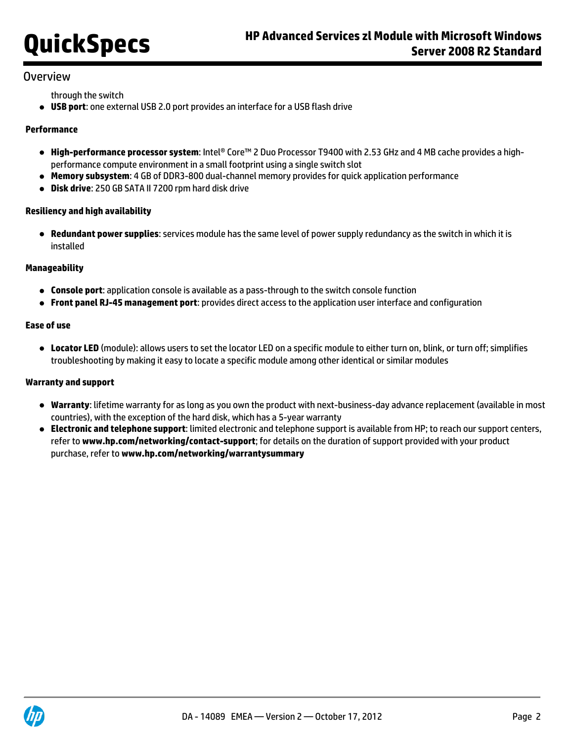## Overview

through the switch

- **USB port**: one external USB 2.0 port provides an interface for a USB flash drive

**Performance**

- **High-performance processor system**: Intel® Core™ 2 Duo Processor T9400 with 2.53 GHz and 4 MB cache provides a high-performance compute environment in a small footprint using a single switch slot
- **Memory subsystem**: 4 GB of DDR3-800 dual-channel memory provides for quick application performance
- **Disk drive**: 250 GB SATA II 7200 rpm hard disk drive

**Resiliency and high availability**

- **Redundant power supplies**: services module has the same level of power supply redundancy as the switch in which it is installed

**Manageability**

- **Console port**: application console is available as a pass-through to the switch console function
- **Front panel RJ-45 management port**: provides direct access to the application user interface and configuration

**Ease of use**

- **Locator LED** (module): allows users to set the locator LED on a specific module to either turn on, blink, or turn off; simplifies troubleshooting by making it easy to locate a specific module among other identical or similar modules

**Warranty and support**

- **Warranty**: lifetime warranty for as long as you own the product with next-business-day advance replacement (available in most countries), with the exception of the hard disk, which has a 5-year warranty
- **Electronic and telephone support**: limited electronic and telephone support is available from HP; to reach our support centers, refer to **www.hp.com/networking/contact-support**; for details on the duration of support provided with your product purchase, refer to **www.hp.com/networking/warrantysummary**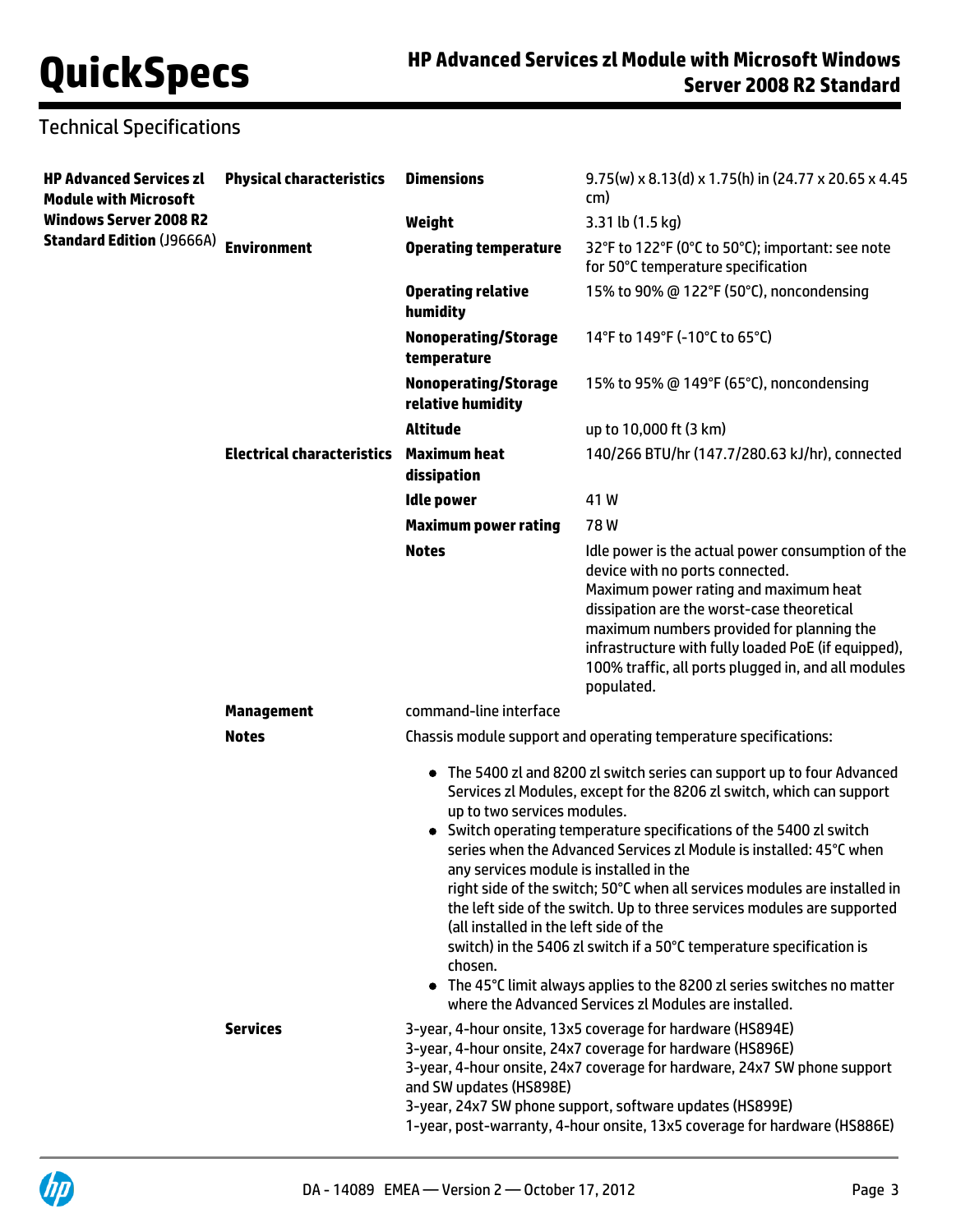## Technical Specifications

| | | | |
|---|---|---|---|
| **HP Advanced Services zl Module with Microsoft Windows Server 2008 R2 Standard Edition** (J9666A) | **Physical characteristics** | **Dimensions** | 9.75(w) x 8.13(d) x 1.75(h) in (24.77 x 20.65 x 4.45 cm) |
| | | **Weight** | 3.31 lb (1.5 kg) |
| | **Environment** | **Operating temperature** | 32°F to 122°F (0°C to 50°C); important: see note for 50°C temperature specification |
| | | **Operating relative humidity** | 15% to 90% @ 122°F (50°C), noncondensing |
| | | **Nonoperating/Storage temperature** | 14°F to 149°F (-10°C to 65°C) |
| | | **Nonoperating/Storage relative humidity** | 15% to 95% @ 149°F (65°C), noncondensing |
| | | **Altitude** | up to 10,000 ft (3 km) |
| | **Electrical characteristics** | **Maximum heat dissipation** | 140/266 BTU/hr (147.7/280.63 kJ/hr), connected |
| | | **Idle power** | 41 W |
| | | **Maximum power rating** | 78 W |
| | | **Notes** | Idle power is the actual power consumption of the device with no ports connected. Maximum power rating and maximum heat dissipation are the worst-case theoretical maximum numbers provided for planning the infrastructure with fully loaded PoE (if equipped), 100% traffic, all ports plugged in, and all modules populated. |
| | **Management** | command-line interface | |
| | **Notes** | Chassis module support and operating temperature specifications: | |

**Notes** (continued):

- The 5400 zl and 8200 zl switch series can support up to four Advanced Services zl Modules, except for the 8206 zl switch, which can support up to two services modules.
- Switch operating temperature specifications of the 5400 zl switch series when the Advanced Services zl Module is installed: 45°C when any services module is installed in the right side of the switch; 50°C when all services modules are installed in the left side of the switch. Up to three services modules are supported (all installed in the left side of the switch) in the 5406 zl switch if a 50°C temperature specification is chosen.
- The 45°C limit always applies to the 8200 zl series switches no matter where the Advanced Services zl Modules are installed.

**Services**

3-year, 4-hour onsite, 13x5 coverage for hardware (HS894E)
3-year, 4-hour onsite, 24x7 coverage for hardware (HS896E)
3-year, 4-hour onsite, 24x7 coverage for hardware, 24x7 SW phone support and SW updates (HS898E)
3-year, 24x7 SW phone support, software updates (HS899E)
1-year, post-warranty, 4-hour onsite, 13x5 coverage for hardware (HS886E)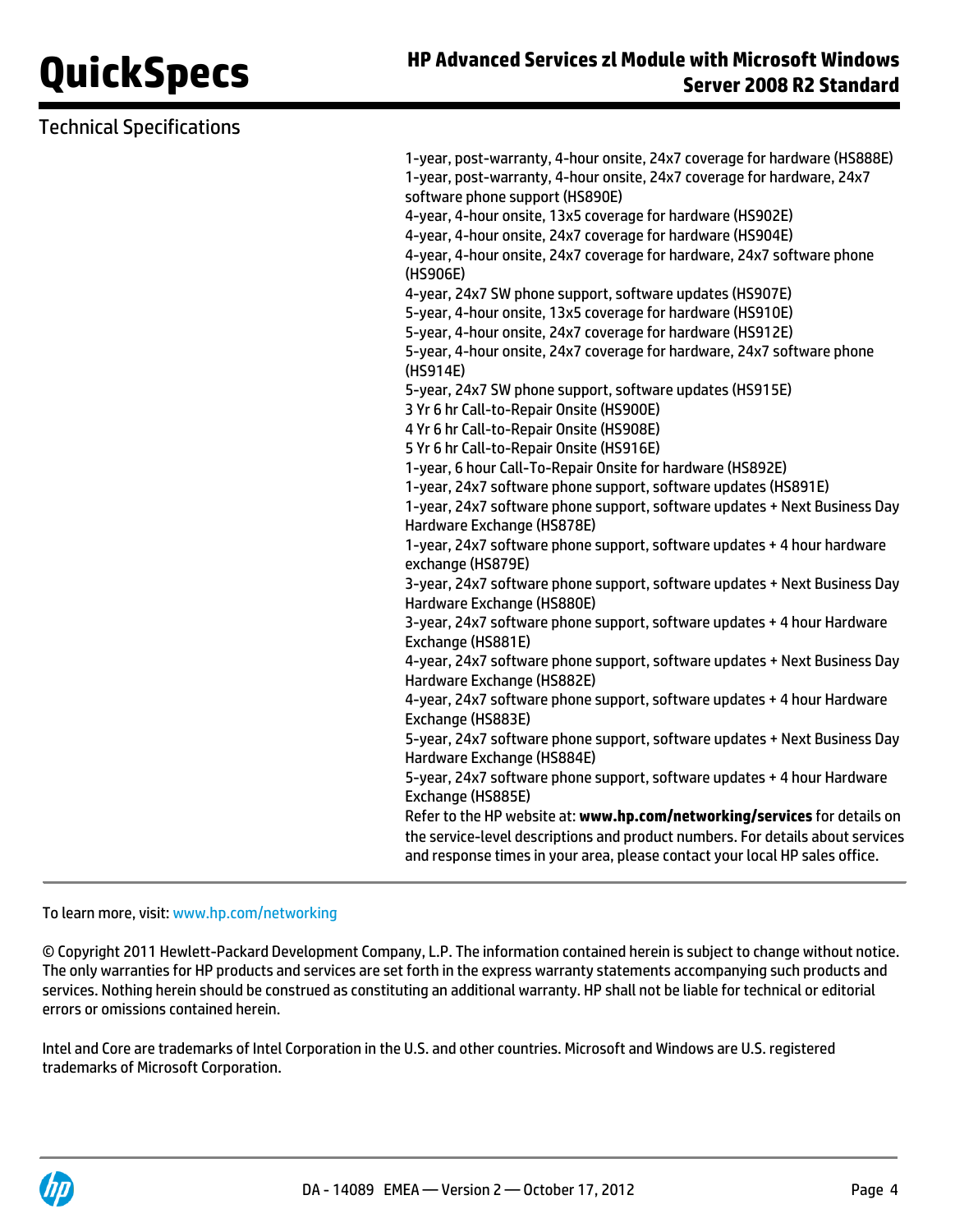## Technical Specifications

1-year, post-warranty, 4-hour onsite, 24x7 coverage for hardware (HS888E)
1-year, post-warranty, 4-hour onsite, 24x7 coverage for hardware, 24x7 software phone support (HS890E)
4-year, 4-hour onsite, 13x5 coverage for hardware (HS902E)
4-year, 4-hour onsite, 24x7 coverage for hardware (HS904E)
4-year, 4-hour onsite, 24x7 coverage for hardware, 24x7 software phone (HS906E)
4-year, 24x7 SW phone support, software updates (HS907E)
5-year, 4-hour onsite, 13x5 coverage for hardware (HS910E)
5-year, 4-hour onsite, 24x7 coverage for hardware (HS912E)
5-year, 4-hour onsite, 24x7 coverage for hardware, 24x7 software phone (HS914E)
5-year, 24x7 SW phone support, software updates (HS915E)
3 Yr 6 hr Call-to-Repair Onsite (HS900E)
4 Yr 6 hr Call-to-Repair Onsite (HS908E)
5 Yr 6 hr Call-to-Repair Onsite (HS916E)
1-year, 6 hour Call-To-Repair Onsite for hardware (HS892E)
1-year, 24x7 software phone support, software updates (HS891E)
1-year, 24x7 software phone support, software updates + Next Business Day Hardware Exchange (HS878E)
1-year, 24x7 software phone support, software updates + 4 hour hardware exchange (HS879E)
3-year, 24x7 software phone support, software updates + Next Business Day Hardware Exchange (HS880E)
3-year, 24x7 software phone support, software updates + 4 hour Hardware Exchange (HS881E)
4-year, 24x7 software phone support, software updates + Next Business Day Hardware Exchange (HS882E)
4-year, 24x7 software phone support, software updates + 4 hour Hardware Exchange (HS883E)
5-year, 24x7 software phone support, software updates + Next Business Day Hardware Exchange (HS884E)
5-year, 24x7 software phone support, software updates + 4 hour Hardware Exchange (HS885E)
Refer to the HP website at: **www.hp.com/networking/services** for details on the service-level descriptions and product numbers. For details about services and response times in your area, please contact your local HP sales office.

To learn more, visit: www.hp.com/networking

© Copyright 2011 Hewlett-Packard Development Company, L.P. The information contained herein is subject to change without notice. The only warranties for HP products and services are set forth in the express warranty statements accompanying such products and services. Nothing herein should be construed as constituting an additional warranty. HP shall not be liable for technical or editorial errors or omissions contained herein.

Intel and Core are trademarks of Intel Corporation in the U.S. and other countries. Microsoft and Windows are U.S. registered trademarks of Microsoft Corporation.

DA - 14089 EMEA — Version 2 — October 17, 2012